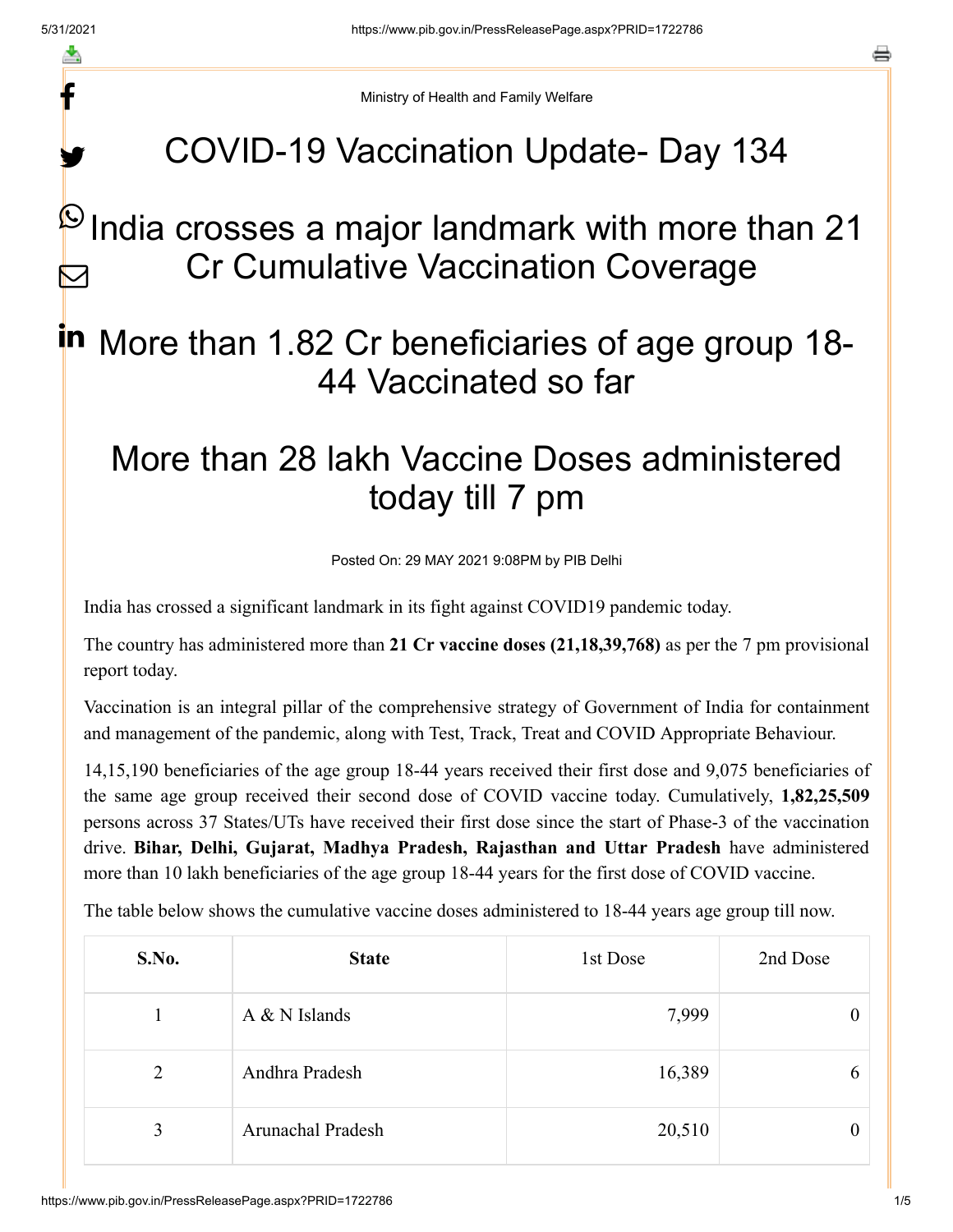Ministry of Health and Family Welfare

# COVID-19 Vaccination Update- Day 134

## India crosses a major landmark with more than 21 Cr Cumulative Vaccination Coverage

## More than 1.82 Cr beneficiaries of age group 18-44 Vaccinated so far

## More than 28 lakh Vaccine Doses administered today till 7 pm

Posted On: 29 MAY 2021 9:08PM by PIB Delhi

India has crossed a significant landmark in its fight against COVID19 pandemic today.

The country has administered more than **21 Cr vaccine doses (21,18,39,768)** as per the 7 pm provisional report today.

Vaccination is an integral pillar of the comprehensive strategy of Government of India for containment and management of the pandemic, along with Test, Track, Treat and COVID Appropriate Behaviour.

14,15,190 beneficiaries of the age group 18-44 years received their first dose and 9,075 beneficiaries of the same age group received their second dose of COVID vaccine today. Cumulatively, **1,82,25,509** persons across 37 States/UTs have received their first dose since the start of Phase-3 of the vaccination drive. **Bihar, Delhi, Gujarat, Madhya Pradesh, Rajasthan and Uttar Pradesh** have administered more than 10 lakh beneficiaries of the age group 18-44 years for the first dose of COVID vaccine.

The table below shows the cumulative vaccine doses administered to 18-44 years age group till now.

| S.No. | State | 1st Dose | 2nd Dose |
|---|---|---|---|
| 1 | A & N Islands | 7,999 | 0 |
| 2 | Andhra Pradesh | 16,389 | 6 |
| 3 | Arunachal Pradesh | 20,510 | 0 |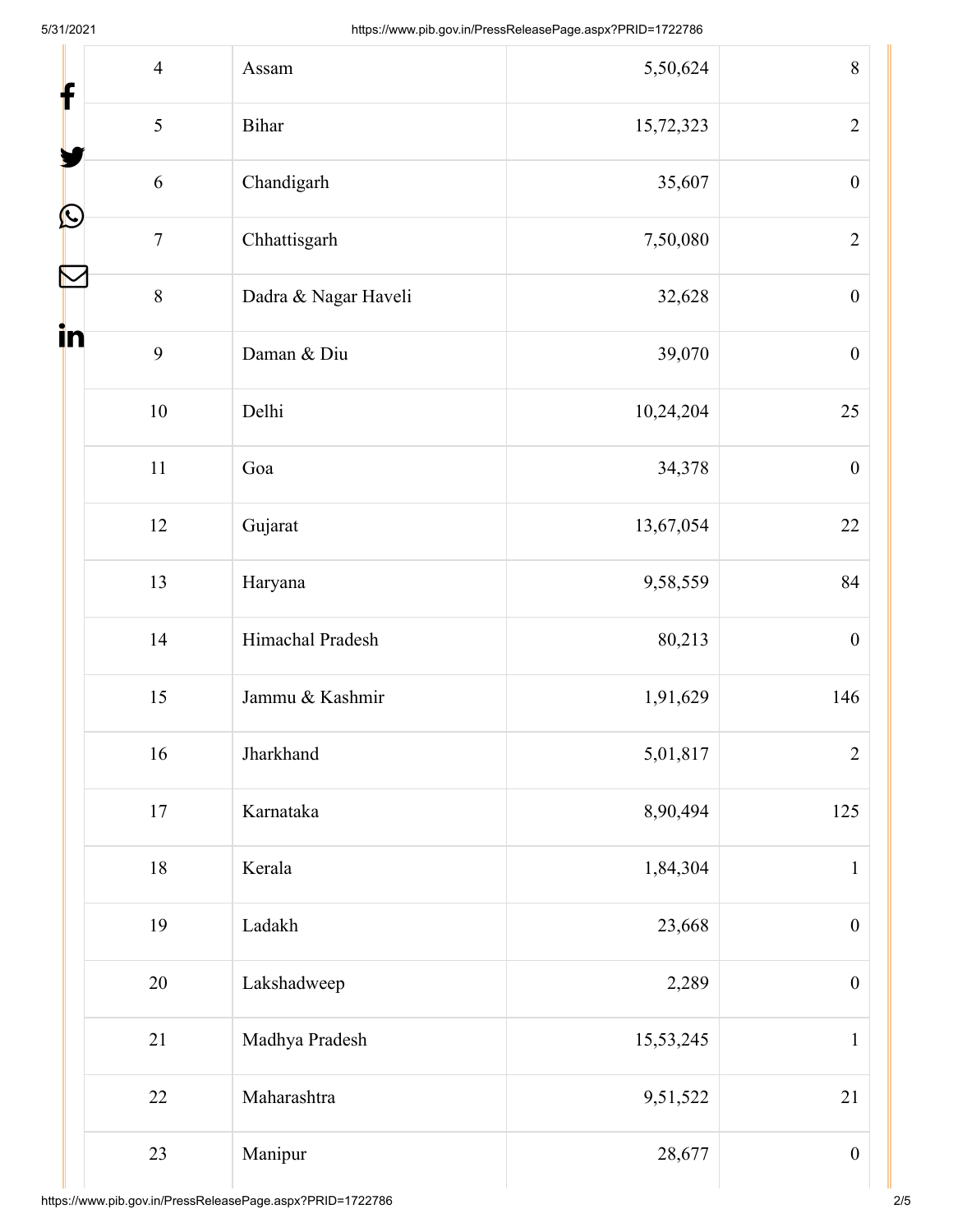| 4 | Assam | 5,50,624 | 8 |
|---|---|---|---|
| 5 | Bihar | 15,72,323 | 2 |
| 6 | Chandigarh | 35,607 | 0 |
| 7 | Chhattisgarh | 7,50,080 | 2 |
| 8 | Dadra & Nagar Haveli | 32,628 | 0 |
| 9 | Daman & Diu | 39,070 | 0 |
| 10 | Delhi | 10,24,204 | 25 |
| 11 | Goa | 34,378 | 0 |
| 12 | Gujarat | 13,67,054 | 22 |
| 13 | Haryana | 9,58,559 | 84 |
| 14 | Himachal Pradesh | 80,213 | 0 |
| 15 | Jammu & Kashmir | 1,91,629 | 146 |
| 16 | Jharkhand | 5,01,817 | 2 |
| 17 | Karnataka | 8,90,494 | 125 |
| 18 | Kerala | 1,84,304 | 1 |
| 19 | Ladakh | 23,668 | 0 |
| 20 | Lakshadweep | 2,289 | 0 |
| 21 | Madhya Pradesh | 15,53,245 | 1 |
| 22 | Maharashtra | 9,51,522 | 21 |
| 23 | Manipur | 28,677 | 0 |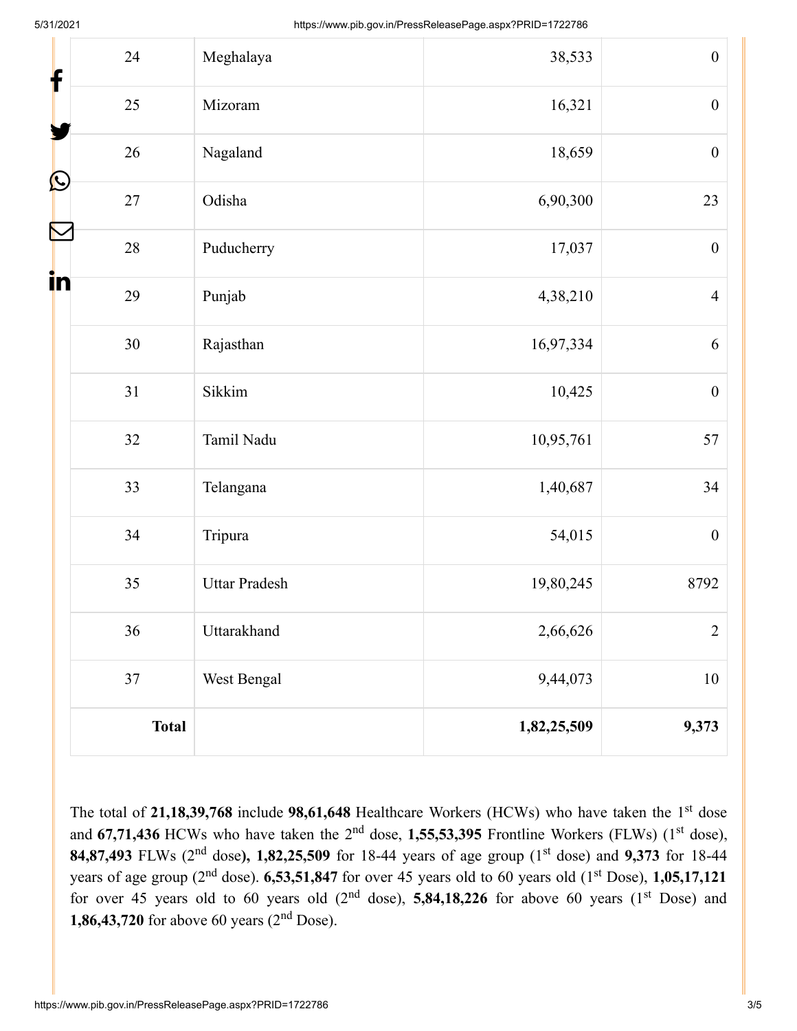| 24 | Meghalaya | 38,533 | 0 |
|---|---|---|---|
| 25 | Mizoram | 16,321 | 0 |
| 26 | Nagaland | 18,659 | 0 |
| 27 | Odisha | 6,90,300 | 23 |
| 28 | Puducherry | 17,037 | 0 |
| 29 | Punjab | 4,38,210 | 4 |
| 30 | Rajasthan | 16,97,334 | 6 |
| 31 | Sikkim | 10,425 | 0 |
| 32 | Tamil Nadu | 10,95,761 | 57 |
| 33 | Telangana | 1,40,687 | 34 |
| 34 | Tripura | 54,015 | 0 |
| 35 | Uttar Pradesh | 19,80,245 | 8792 |
| 36 | Uttarakhand | 2,66,626 | 2 |
| 37 | West Bengal | 9,44,073 | 10 |
| **Total** | | **1,82,25,509** | **9,373** |

The total of **21,18,39,768** include **98,61,648** Healthcare Workers (HCWs) who have taken the 1st dose and **67,71,436** HCWs who have taken the 2nd dose, **1,55,53,395** Frontline Workers (FLWs) (1st dose), **84,87,493** FLWs (2nd dose**), 1,82,25,509** for 18-44 years of age group (1st dose) and **9,373** for 18-44 years of age group (2nd dose). **6,53,51,847** for over 45 years old to 60 years old (1st Dose), **1,05,17,121** for over 45 years old to 60 years old (2nd dose), **5,84,18,226** for above 60 years (1st Dose) and **1,86,43,720** for above 60 years (2nd Dose).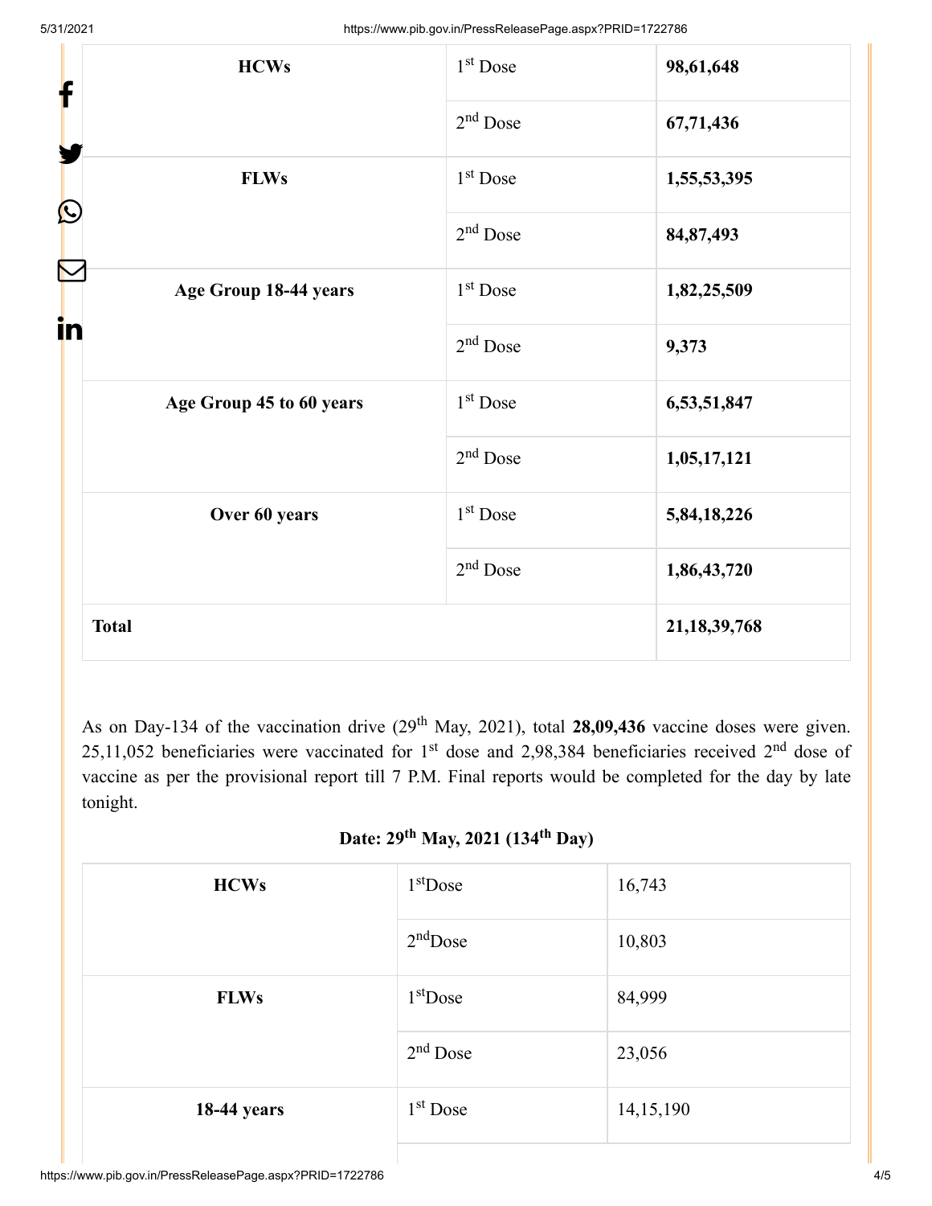| HCWs | 1st Dose | **98,61,648** |
|---|---|---|
| | 2nd Dose | **67,71,436** |
| **FLWs** | 1st Dose | **1,55,53,395** |
| | 2nd Dose | **84,87,493** |
| **Age Group 18-44 years** | 1st Dose | **1,82,25,509** |
| | 2nd Dose | **9,373** |
| **Age Group 45 to 60 years** | 1st Dose | **6,53,51,847** |
| | 2nd Dose | **1,05,17,121** |
| **Over 60 years** | 1st Dose | **5,84,18,226** |
| | 2nd Dose | **1,86,43,720** |
| **Total** | | **21,18,39,768** |

As on Day-134 of the vaccination drive (29th May, 2021), total **28,09,436** vaccine doses were given. 25,11,052 beneficiaries were vaccinated for 1st dose and 2,98,384 beneficiaries received 2nd dose of vaccine as per the provisional report till 7 P.M. Final reports would be completed for the day by late tonight.

**Date: 29th May, 2021 (134th Day)**

| **HCWs** | 1st Dose | 16,743 |
|---|---|---|
| | 2nd Dose | 10,803 |
| **FLWs** | 1st Dose | 84,999 |
| | 2nd Dose | 23,056 |
| **18-44 years** | 1st Dose | 14,15,190 |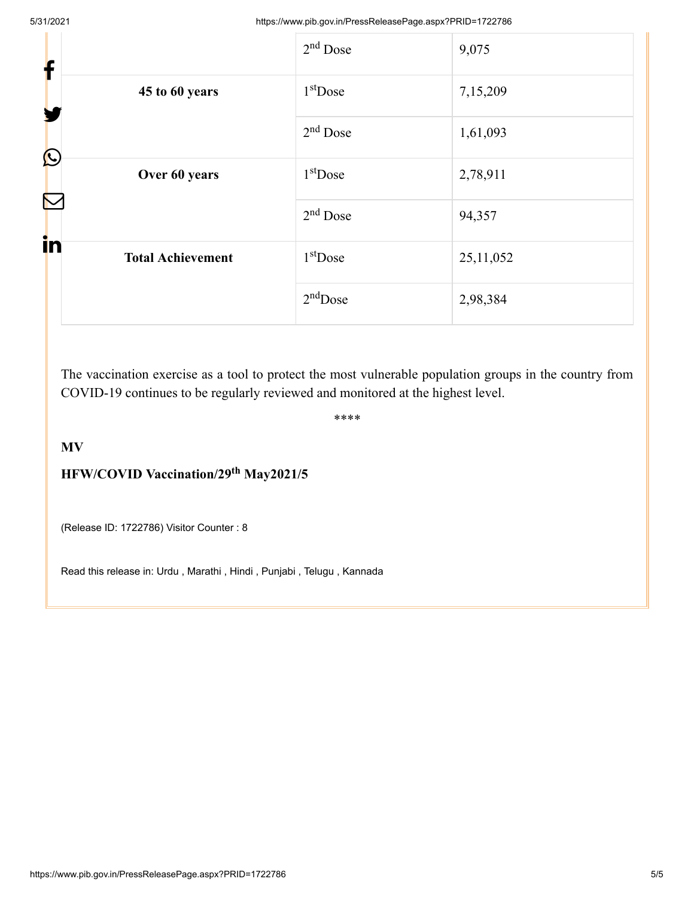| | | |
|---|---|---|
| | 2nd Dose | 9,075 |
| **45 to 60 years** | 1stDose | 7,15,209 |
| | 2nd Dose | 1,61,093 |
| **Over 60 years** | 1stDose | 2,78,911 |
| | 2nd Dose | 94,357 |
| **Total Achievement** | 1stDose | 25,11,052 |
| | 2ndDose | 2,98,384 |

The vaccination exercise as a tool to protect the most vulnerable population groups in the country from COVID-19 continues to be regularly reviewed and monitored at the highest level.

****

**MV**

**HFW/COVID Vaccination/29th May2021/5**

(Release ID: 1722786) Visitor Counter : 8

Read this release in: Urdu , Marathi , Hindi , Punjabi , Telugu , Kannada